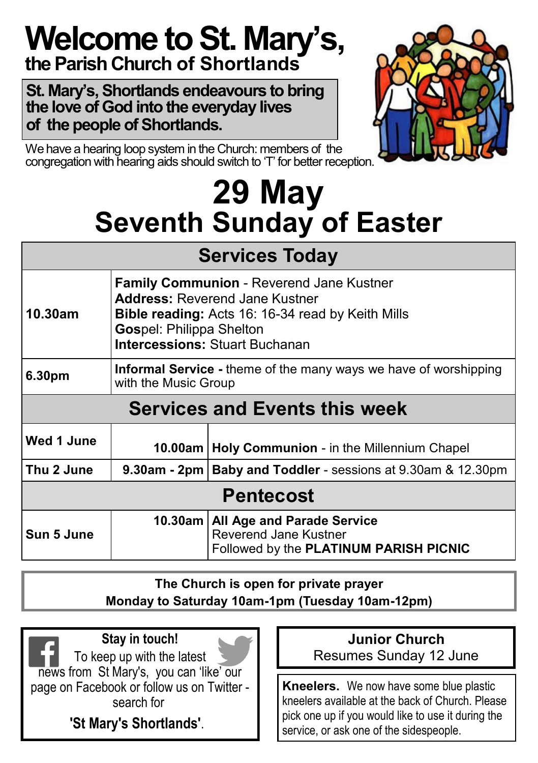# Welcome to St. Mary's,

## the Parish Church of Shortlands

**St. Mary's, Shortlands endeavours to bring the love of God into the everyday lives of the people of Shortlands.**

We have a hearing loop system in the Church: members of the congregation with hearing aids should switch to 'T' for better reception.

# 29 May
# Seventh Sunday of Easter

| Services Today | |
|---|---|
| **10.30am** | **Family Communion** - Reverend Jane Kustner<br>**Address:** Reverend Jane Kustner<br>**Bible reading:** Acts 16: 16-34 read by Keith Mills<br>**Gos**pel: Philippa Shelton<br>**Intercessions:** Stuart Buchanan |
| **6.30pm** | **Informal Service -** theme of the many ways we have of worshipping with the Music Group |

| Services and Events this week | | |
|---|---|---|
| **Wed 1 June** | **10.00am** | **Holy Communion** - in the Millennium Chapel |
| **Thu 2 June** | **9.30am - 2pm** | **Baby and Toddler** - sessions at 9.30am & 12.30pm |
| **Pentecost** | | |
| **Sun 5 June** | **10.30am** | **All Age and Parade Service**<br>Reverend Jane Kustner<br>Followed by the **PLATINUM PARISH PICNIC** |

**The Church is open for private prayer**
**Monday to Saturday 10am-1pm (Tuesday 10am-12pm)**

**Stay in touch!**
To keep up with the latest news from St Mary's, you can 'like' our page on Facebook or follow us on Twitter - search for

**'St Mary's Shortlands'**.

**Junior Church**
Resumes Sunday 12 June

**Kneelers.** We now have some blue plastic kneelers available at the back of Church. Please pick one up if you would like to use it during the service, or ask one of the sidespeople.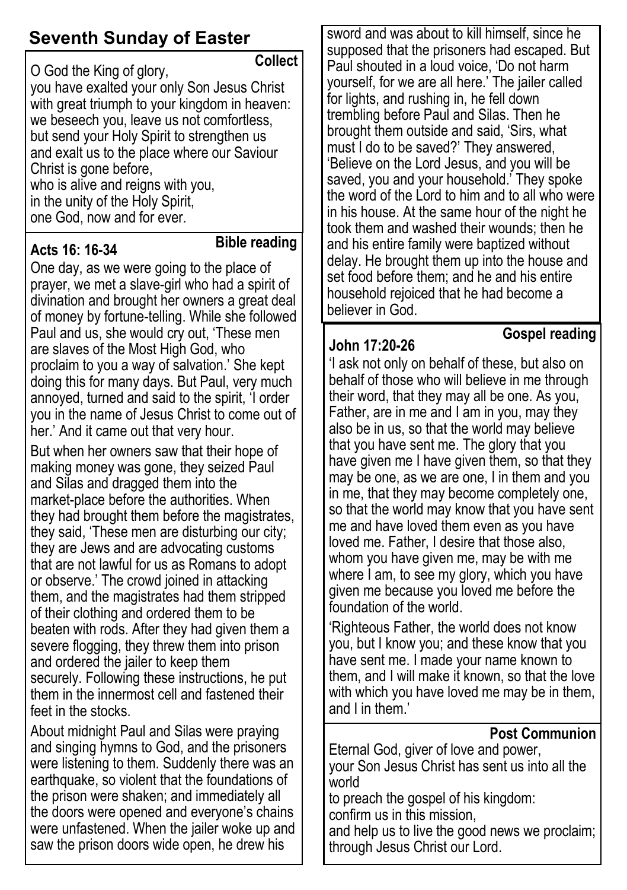# Seventh Sunday of Easter

**Collect**

O God the King of glory,
you have exalted your only Son Jesus Christ
with great triumph to your kingdom in heaven:
we beseech you, leave us not comfortless,
but send your Holy Spirit to strengthen us
and exalt us to the place where our Saviour
Christ is gone before,
who is alive and reigns with you,
in the unity of the Holy Spirit,
one God, now and for ever.

**Bible reading**

**Acts 16: 16-34**

One day, as we were going to the place of prayer, we met a slave-girl who had a spirit of divination and brought her owners a great deal of money by fortune-telling. While she followed Paul and us, she would cry out, 'These men are slaves of the Most High God, who proclaim to you a way of salvation.' She kept doing this for many days. But Paul, very much annoyed, turned and said to the spirit, 'I order you in the name of Jesus Christ to come out of her.' And it came out that very hour.

But when her owners saw that their hope of making money was gone, they seized Paul and Silas and dragged them into the market-place before the authorities. When they had brought them before the magistrates, they said, 'These men are disturbing our city; they are Jews and are advocating customs that are not lawful for us as Romans to adopt or observe.' The crowd joined in attacking them, and the magistrates had them stripped of their clothing and ordered them to be beaten with rods. After they had given them a severe flogging, they threw them into prison and ordered the jailer to keep them securely. Following these instructions, he put them in the innermost cell and fastened their feet in the stocks.

About midnight Paul and Silas were praying and singing hymns to God, and the prisoners were listening to them. Suddenly there was an earthquake, so violent that the foundations of the prison were shaken; and immediately all the doors were opened and everyone's chains were unfastened. When the jailer woke up and saw the prison doors wide open, he drew his sword and was about to kill himself, since he supposed that the prisoners had escaped. But Paul shouted in a loud voice, 'Do not harm yourself, for we are all here.' The jailer called for lights, and rushing in, he fell down trembling before Paul and Silas. Then he brought them outside and said, 'Sirs, what must I do to be saved?' They answered, 'Believe on the Lord Jesus, and you will be saved, you and your household.' They spoke the word of the Lord to him and to all who were in his house. At the same hour of the night he took them and washed their wounds; then he and his entire family were baptized without delay. He brought them up into the house and set food before them; and he and his entire household rejoiced that he had become a believer in God.

**Gospel reading**

**John 17:20-26**

'I ask not only on behalf of these, but also on behalf of those who will believe in me through their word, that they may all be one. As you, Father, are in me and I am in you, may they also be in us, so that the world may believe that you have sent me. The glory that you have given me I have given them, so that they may be one, as we are one, I in them and you in me, that they may become completely one, so that the world may know that you have sent me and have loved them even as you have loved me. Father, I desire that those also, whom you have given me, may be with me where I am, to see my glory, which you have given me because you loved me before the foundation of the world.

'Righteous Father, the world does not know you, but I know you; and these know that you have sent me. I made your name known to them, and I will make it known, so that the love with which you have loved me may be in them, and I in them.'

**Post Communion**

Eternal God, giver of love and power,
your Son Jesus Christ has sent us into all the world
to preach the gospel of his kingdom:
confirm us in this mission,
and help us to live the good news we proclaim;
through Jesus Christ our Lord.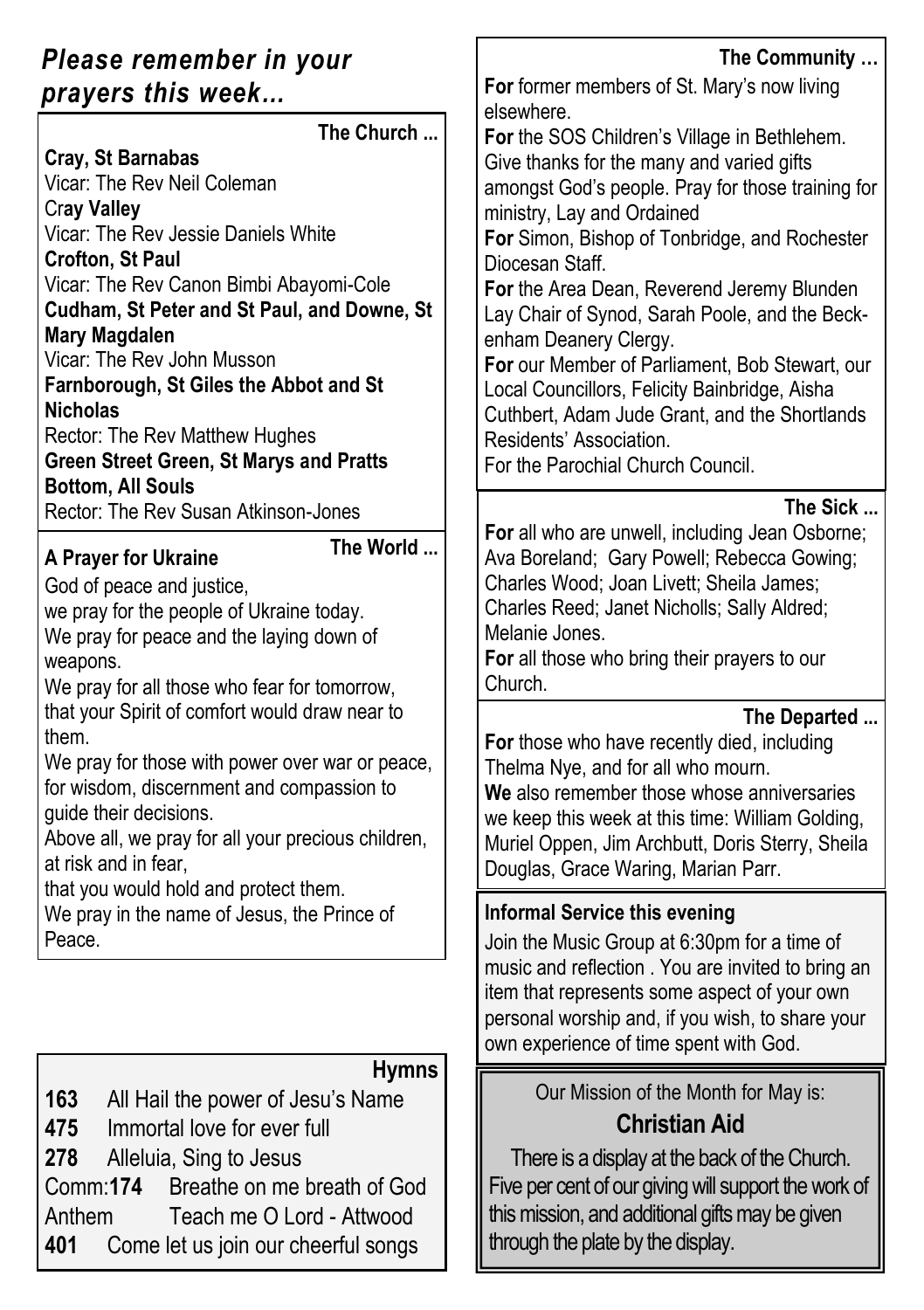## *Please remember in your prayers this week…*

### The Church ...

**Cray, St Barnabas**
Vicar: The Rev Neil Coleman
**Cray Valley**
Vicar: The Rev Jessie Daniels White
**Crofton, St Paul**
Vicar: The Rev Canon Bimbi Abayomi-Cole
**Cudham, St Peter and St Paul, and Downe, St Mary Magdalen**
Vicar: The Rev John Musson
**Farnborough, St Giles the Abbot and St Nicholas**
Rector: The Rev Matthew Hughes
**Green Street Green, St Marys and Pratts Bottom, All Souls**
Rector: The Rev Susan Atkinson-Jones

### The World ...

**A Prayer for Ukraine**

God of peace and justice,
we pray for the people of Ukraine today.
We pray for peace and the laying down of weapons.
We pray for all those who fear for tomorrow, that your Spirit of comfort would draw near to them.
We pray for those with power over war or peace, for wisdom, discernment and compassion to guide their decisions.
Above all, we pray for all your precious children, at risk and in fear,
that you would hold and protect them.
We pray in the name of Jesus, the Prince of Peace.

### Hymns

**163** All Hail the power of Jesu's Name
**475** Immortal love for ever full
**278** Alleluia, Sing to Jesus
Comm:**174** Breathe on me breath of God
Anthem Teach me O Lord - Attwood
**401** Come let us join our cheerful songs

### The Community …

**For** former members of St. Mary's now living elsewhere.
**For** the SOS Children's Village in Bethlehem. Give thanks for the many and varied gifts amongst God's people. Pray for those training for ministry, Lay and Ordained
**For** Simon, Bishop of Tonbridge, and Rochester Diocesan Staff.
**For** the Area Dean, Reverend Jeremy Blunden Lay Chair of Synod, Sarah Poole, and the Beckenham Deanery Clergy.
**For** our Member of Parliament, Bob Stewart, our Local Councillors, Felicity Bainbridge, Aisha Cuthbert, Adam Jude Grant, and the Shortlands Residents' Association.
For the Parochial Church Council.

### The Sick ...

**For** all who are unwell, including Jean Osborne; Ava Boreland; Gary Powell; Rebecca Gowing; Charles Wood; Joan Livett; Sheila James; Charles Reed; Janet Nicholls; Sally Aldred; Melanie Jones.
**For** all those who bring their prayers to our Church.

### The Departed ...

**For** those who have recently died, including Thelma Nye, and for all who mourn.
**We** also remember those whose anniversaries we keep this week at this time: William Golding, Muriel Oppen, Jim Archbutt, Doris Sterry, Sheila Douglas, Grace Waring, Marian Parr.

### Informal Service this evening

Join the Music Group at 6:30pm for a time of music and reflection . You are invited to bring an item that represents some aspect of your own personal worship and, if you wish, to share your own experience of time spent with God.

Our Mission of the Month for May is:

**Christian Aid**

There is a display at the back of the Church. Five per cent of our giving will support the work of this mission, and additional gifts may be given through the plate by the display.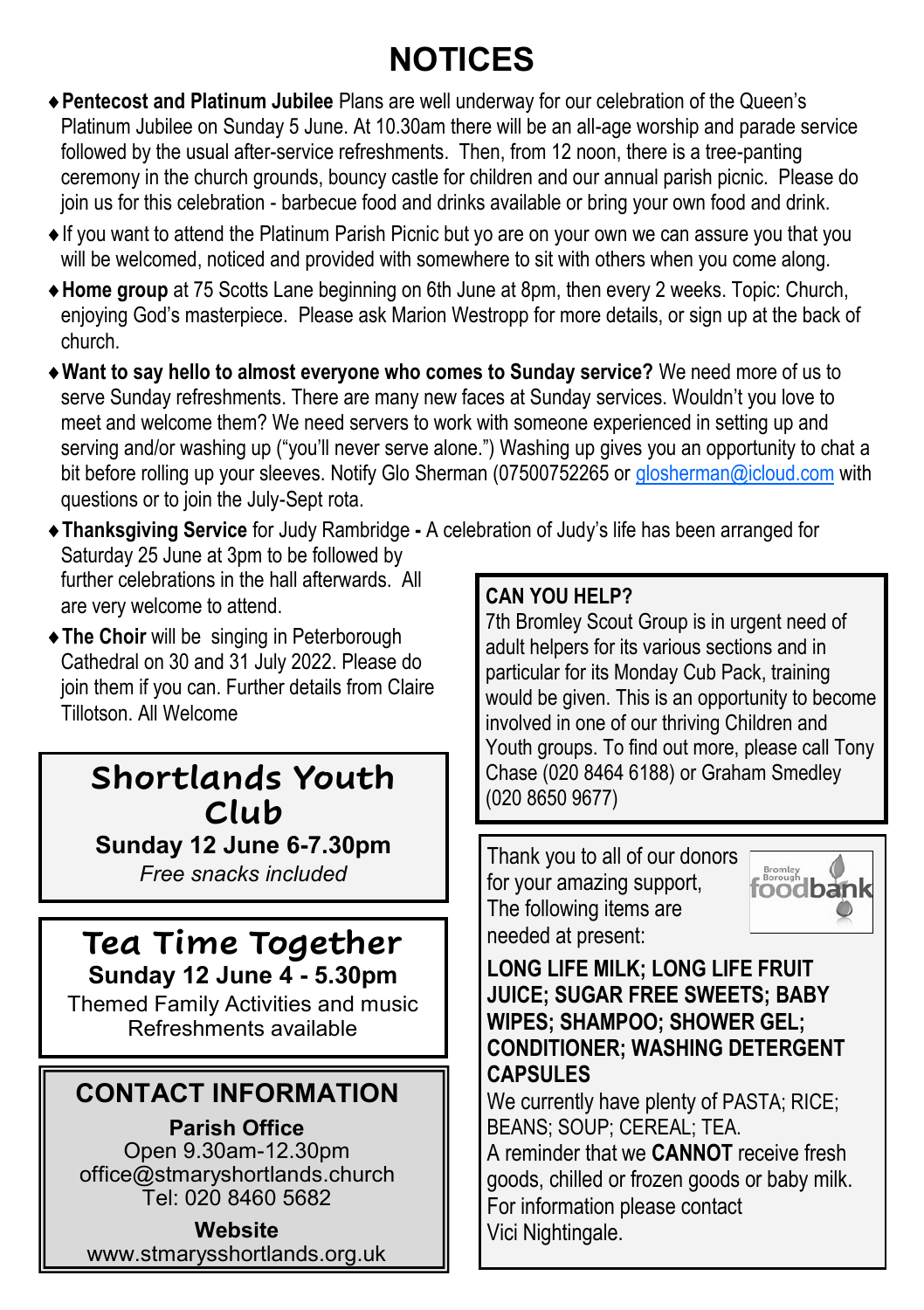# NOTICES

- **Pentecost and Platinum Jubilee** Plans are well underway for our celebration of the Queen's Platinum Jubilee on Sunday 5 June. At 10.30am there will be an all-age worship and parade service followed by the usual after-service refreshments. Then, from 12 noon, there is a tree-panting ceremony in the church grounds, bouncy castle for children and our annual parish picnic. Please do join us for this celebration - barbecue food and drinks available or bring your own food and drink.
- If you want to attend the Platinum Parish Picnic but yo are on your own we can assure you that you will be welcomed, noticed and provided with somewhere to sit with others when you come along.
- **Home group** at 75 Scotts Lane beginning on 6th June at 8pm, then every 2 weeks. Topic: Church, enjoying God's masterpiece. Please ask Marion Westropp for more details, or sign up at the back of church.
- **Want to say hello to almost everyone who comes to Sunday service?** We need more of us to serve Sunday refreshments. There are many new faces at Sunday services. Wouldn't you love to meet and welcome them? We need servers to work with someone experienced in setting up and serving and/or washing up ("you'll never serve alone.") Washing up gives you an opportunity to chat a bit before rolling up your sleeves. Notify Glo Sherman (07500752265 or glosherman@icloud.com with questions or to join the July-Sept rota.
- **Thanksgiving Service** for Judy Rambridge **-** A celebration of Judy's life has been arranged for Saturday 25 June at 3pm to be followed by further celebrations in the hall afterwards. All are very welcome to attend.
- **The Choir** will be singing in Peterborough Cathedral on 30 and 31 July 2022. Please do join them if you can. Further details from Claire Tillotson. All Welcome

## Shortlands Youth Club

**Sunday 12 June 6-7.30pm**

*Free snacks included*

## Tea Time Together

**Sunday 12 June 4 - 5.30pm**

Themed Family Activities and music
Refreshments available

## CONTACT INFORMATION

**Parish Office**
Open 9.30am-12.30pm
office@stmaryshortlands.church
Tel: 020 8460 5682

**Website**
www.stmarysshortlands.org.uk

**CAN YOU HELP?**

7th Bromley Scout Group is in urgent need of adult helpers for its various sections and in particular for its Monday Cub Pack, training would be given. This is an opportunity to become involved in one of our thriving Children and Youth groups. To find out more, please call Tony Chase (020 8464 6188) or Graham Smedley (020 8650 9677)

Bromley Borough foodbank

Thank you to all of our donors for your amazing support, The following items are needed at present:

**LONG LIFE MILK; LONG LIFE FRUIT JUICE; SUGAR FREE SWEETS; BABY WIPES; SHAMPOO; SHOWER GEL; CONDITIONER; WASHING DETERGENT CAPSULES**

We currently have plenty of PASTA; RICE; BEANS; SOUP; CEREAL; TEA.

A reminder that we **CANNOT** receive fresh goods, chilled or frozen goods or baby milk.

For information please contact Vici Nightingale.